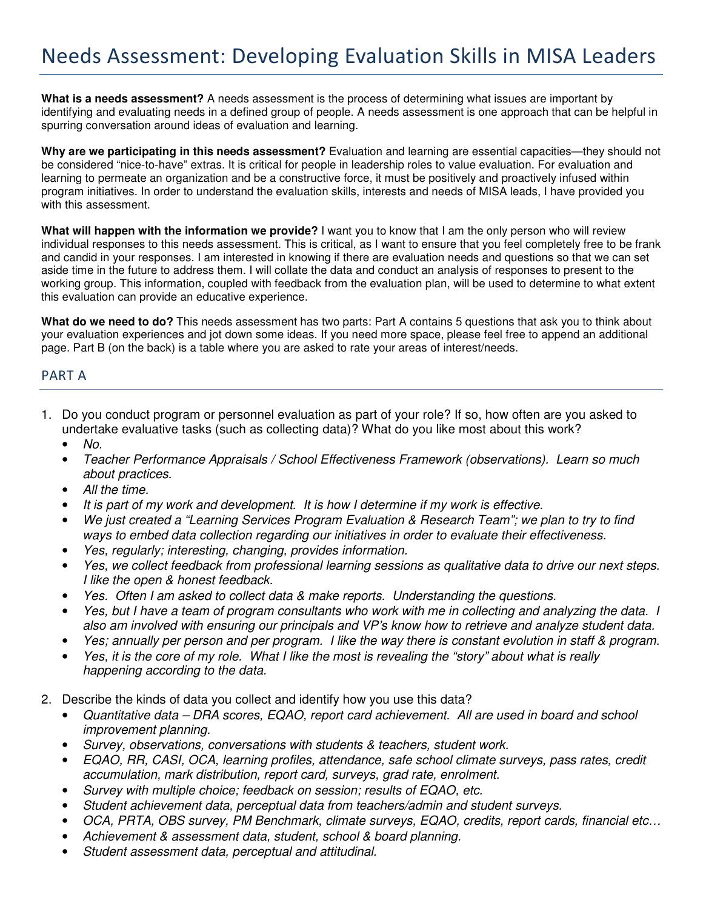# Needs Assessment: Developing Evaluation Skills in MISA Leaders

**What is a needs assessment?** A needs assessment is the process of determining what issues are important by identifying and evaluating needs in a defined group of people. A needs assessment is one approach that can be helpful in spurring conversation around ideas of evaluation and learning.

**Why are we participating in this needs assessment?** Evaluation and learning are essential capacities—they should not be considered "nice-to-have" extras. It is critical for people in leadership roles to value evaluation. For evaluation and learning to permeate an organization and be a constructive force, it must be positively and proactively infused within program initiatives. In order to understand the evaluation skills, interests and needs of MISA leads, I have provided you with this assessment.

**What will happen with the information we provide?** I want you to know that I am the only person who will review individual responses to this needs assessment. This is critical, as I want to ensure that you feel completely free to be frank and candid in your responses. I am interested in knowing if there are evaluation needs and questions so that we can set aside time in the future to address them. I will collate the data and conduct an analysis of responses to present to the working group. This information, coupled with feedback from the evaluation plan, will be used to determine to what extent this evaluation can provide an educative experience.

**What do we need to do?** This needs assessment has two parts: Part A contains 5 questions that ask you to think about your evaluation experiences and jot down some ideas. If you need more space, please feel free to append an additional page. Part B (on the back) is a table where you are asked to rate your areas of interest/needs.

## PART A

1. Do you conduct program or personnel evaluation as part of your role? If so, how often are you asked to undertake evaluative tasks (such as collecting data)? What do you like most about this work?
   - *No.*
   - *Teacher Performance Appraisals / School Effectiveness Framework (observations). Learn so much about practices.*
   - *All the time.*
   - *It is part of my work and development. It is how I determine if my work is effective.*
   - *We just created a "Learning Services Program Evaluation & Research Team"; we plan to try to find ways to embed data collection regarding our initiatives in order to evaluate their effectiveness.*
   - *Yes, regularly; interesting, changing, provides information.*
   - *Yes, we collect feedback from professional learning sessions as qualitative data to drive our next steps. I like the open & honest feedback.*
   - *Yes. Often I am asked to collect data & make reports. Understanding the questions.*
   - *Yes, but I have a team of program consultants who work with me in collecting and analyzing the data. I also am involved with ensuring our principals and VP's know how to retrieve and analyze student data.*
   - *Yes; annually per person and per program. I like the way there is constant evolution in staff & program.*
   - *Yes, it is the core of my role. What I like the most is revealing the "story" about what is really happening according to the data.*

2. Describe the kinds of data you collect and identify how you use this data?
   - *Quantitative data – DRA scores, EQAO, report card achievement. All are used in board and school improvement planning.*
   - *Survey, observations, conversations with students & teachers, student work.*
   - *EQAO, RR, CASI, OCA, learning profiles, attendance, safe school climate surveys, pass rates, credit accumulation, mark distribution, report card, surveys, grad rate, enrolment.*
   - *Survey with multiple choice; feedback on session; results of EQAO, etc.*
   - *Student achievement data, perceptual data from teachers/admin and student surveys.*
   - *OCA, PRTA, OBS survey, PM Benchmark, climate surveys, EQAO, credits, report cards, financial etc…*
   - *Achievement & assessment data, student, school & board planning.*
   - *Student assessment data, perceptual and attitudinal.*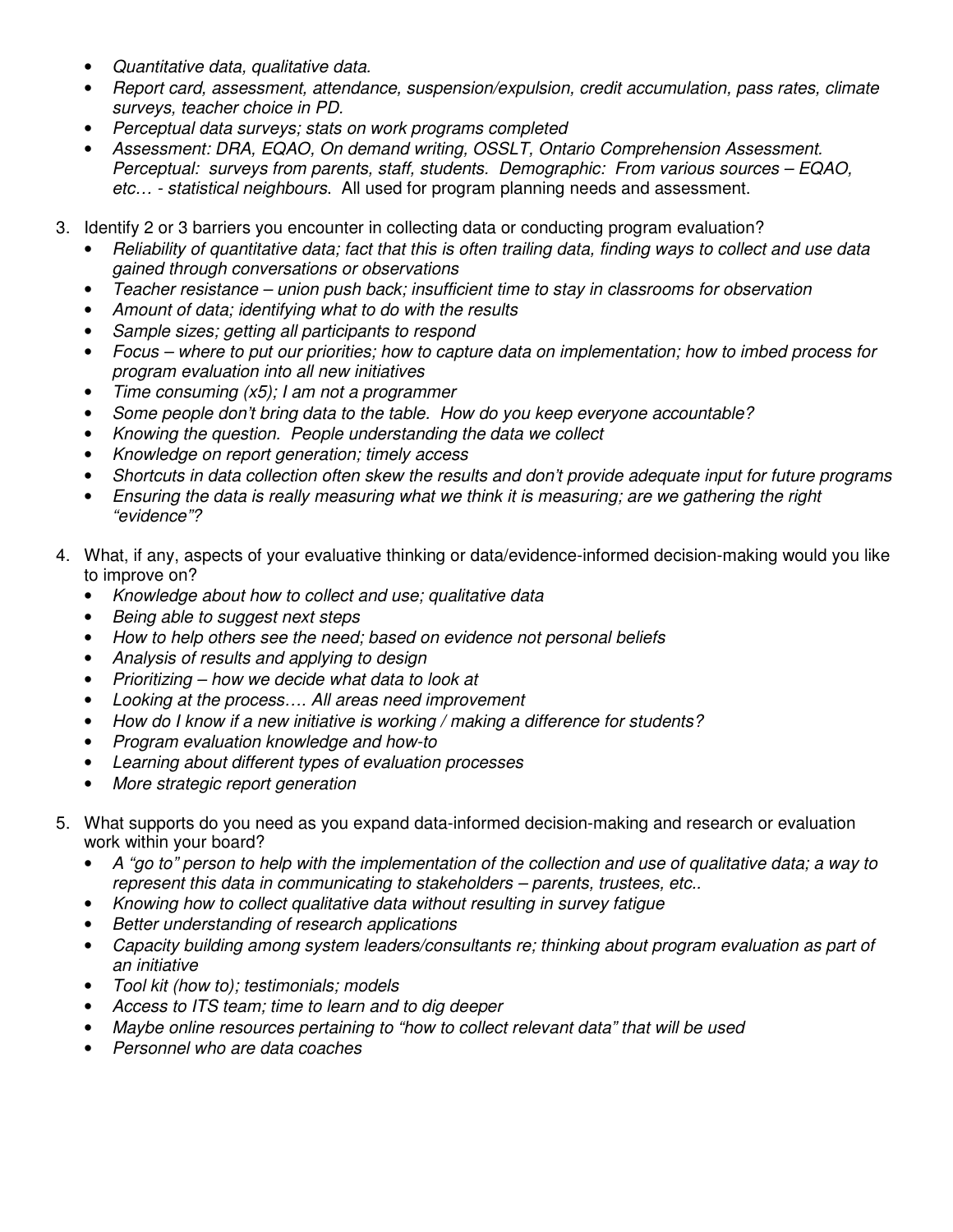- *Quantitative data, qualitative data.*
- *Report card, assessment, attendance, suspension/expulsion, credit accumulation, pass rates, climate surveys, teacher choice in PD.*
- *Perceptual data surveys; stats on work programs completed*
- *Assessment: DRA, EQAO, On demand writing, OSSLT, Ontario Comprehension Assessment. Perceptual: surveys from parents, staff, students. Demographic: From various sources – EQAO, etc… - statistical neighbours*. All used for program planning needs and assessment.

3. Identify 2 or 3 barriers you encounter in collecting data or conducting program evaluation?
   - *Reliability of quantitative data; fact that this is often trailing data, finding ways to collect and use data gained through conversations or observations*
   - *Teacher resistance – union push back; insufficient time to stay in classrooms for observation*
   - *Amount of data; identifying what to do with the results*
   - *Sample sizes; getting all participants to respond*
   - *Focus – where to put our priorities; how to capture data on implementation; how to imbed process for program evaluation into all new initiatives*
   - *Time consuming (x5); I am not a programmer*
   - *Some people don't bring data to the table. How do you keep everyone accountable?*
   - *Knowing the question. People understanding the data we collect*
   - *Knowledge on report generation; timely access*
   - *Shortcuts in data collection often skew the results and don't provide adequate input for future programs*
   - *Ensuring the data is really measuring what we think it is measuring; are we gathering the right "evidence"?*

4. What, if any, aspects of your evaluative thinking or data/evidence-informed decision-making would you like to improve on?
   - *Knowledge about how to collect and use; qualitative data*
   - *Being able to suggest next steps*
   - *How to help others see the need; based on evidence not personal beliefs*
   - *Analysis of results and applying to design*
   - *Prioritizing – how we decide what data to look at*
   - *Looking at the process…. All areas need improvement*
   - *How do I know if a new initiative is working / making a difference for students?*
   - *Program evaluation knowledge and how-to*
   - *Learning about different types of evaluation processes*
   - *More strategic report generation*

5. What supports do you need as you expand data-informed decision-making and research or evaluation work within your board?
   - *A "go to" person to help with the implementation of the collection and use of qualitative data; a way to represent this data in communicating to stakeholders – parents, trustees, etc..*
   - *Knowing how to collect qualitative data without resulting in survey fatigue*
   - *Better understanding of research applications*
   - *Capacity building among system leaders/consultants re; thinking about program evaluation as part of an initiative*
   - *Tool kit (how to); testimonials; models*
   - *Access to ITS team; time to learn and to dig deeper*
   - *Maybe online resources pertaining to "how to collect relevant data" that will be used*
   - *Personnel who are data coaches*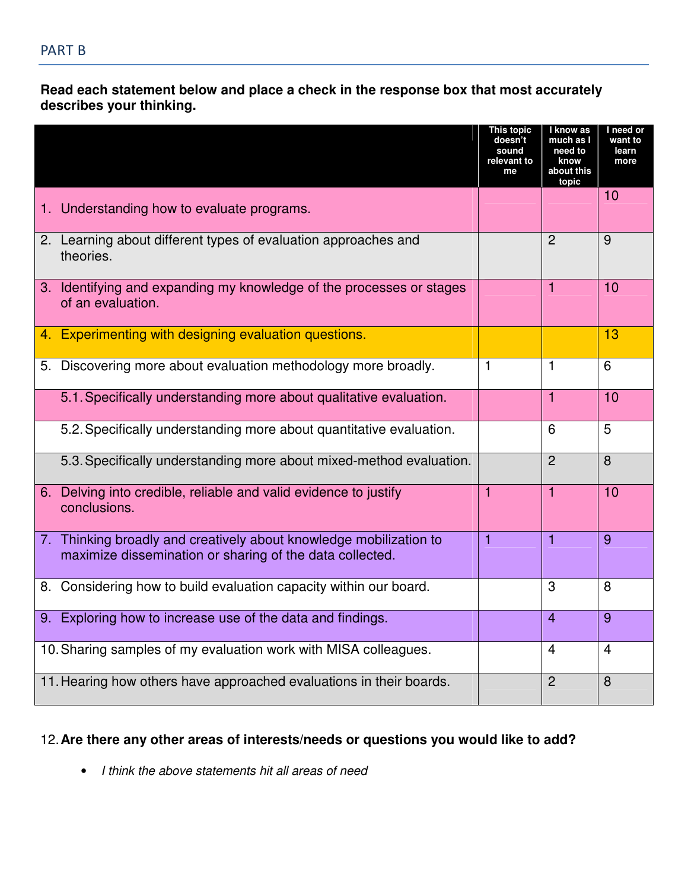## PART B

**Read each statement below and place a check in the response box that most accurately describes your thinking.**

| | This topic doesn't sound relevant to me | I know as much as I need to know about this topic | I need or want to learn more |
|---|---|---|---|
| 1. Understanding how to evaluate programs. | | | 10 |
| 2. Learning about different types of evaluation approaches and theories. | | 2 | 9 |
| 3. Identifying and expanding my knowledge of the processes or stages of an evaluation. | | 1 | 10 |
| 4. Experimenting with designing evaluation questions. | | | 13 |
| 5. Discovering more about evaluation methodology more broadly. | 1 | 1 | 6 |
| 5.1. Specifically understanding more about qualitative evaluation. | | 1 | 10 |
| 5.2. Specifically understanding more about quantitative evaluation. | | 6 | 5 |
| 5.3. Specifically understanding more about mixed-method evaluation. | | 2 | 8 |
| 6. Delving into credible, reliable and valid evidence to justify conclusions. | 1 | 1 | 10 |
| 7. Thinking broadly and creatively about knowledge mobilization to maximize dissemination or sharing of the data collected. | 1 | 1 | 9 |
| 8. Considering how to build evaluation capacity within our board. | | 3 | 8 |
| 9. Exploring how to increase use of the data and findings. | | 4 | 9 |
| 10. Sharing samples of my evaluation work with MISA colleagues. | | 4 | 4 |
| 11. Hearing how others have approached evaluations in their boards. | | 2 | 8 |

12. **Are there any other areas of interests/needs or questions you would like to add?**

- *I think the above statements hit all areas of need*